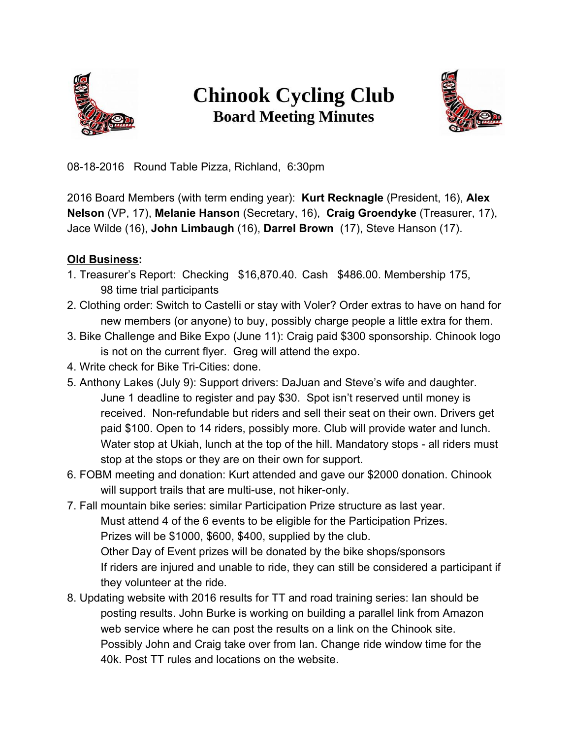# Chinook Cycling Club

## Board Meeting Minutes

08-18-2016 Round Table Pizza, Richland, 6:30pm

2016 Board Members (with term ending year): **Kurt Recknagle** (President, 16), **Alex Nelson** (VP, 17), **Melanie Hanson** (Secretary, 16), **Craig Groendyke** (Treasurer, 17), Jace Wilde (16), **John Limbaugh** (16), **Darrel Brown** (17), Steve Hanson (17).

**Old Business:**

1. Treasurer's Report: Checking $16,870.40. Cash $486.00. Membership 175, 98 time trial participants
2. Clothing order: Switch to Castelli or stay with Voler? Order extras to have on hand for new members (or anyone) to buy, possibly charge people a little extra for them.
3. Bike Challenge and Bike Expo (June 11): Craig paid $300 sponsorship. Chinook logo is not on the current flyer. Greg will attend the expo.
4. Write check for Bike Tri-Cities: done.
5. Anthony Lakes (July 9): Support drivers: DaJuan and Steve's wife and daughter. June 1 deadline to register and pay $30. Spot isn't reserved until money is received. Non-refundable but riders and sell their seat on their own. Drivers get paid $100. Open to 14 riders, possibly more. Club will provide water and lunch. Water stop at Ukiah, lunch at the top of the hill. Mandatory stops - all riders must stop at the stops or they are on their own for support.
6. FOBM meeting and donation: Kurt attended and gave our $2000 donation. Chinook will support trails that are multi-use, not hiker-only.
7. Fall mountain bike series: similar Participation Prize structure as last year.
   Must attend 4 of the 6 events to be eligible for the Participation Prizes.
   Prizes will be $1000, $600, $400, supplied by the club.
   Other Day of Event prizes will be donated by the bike shops/sponsors
   If riders are injured and unable to ride, they can still be considered a participant if they volunteer at the ride.
8. Updating website with 2016 results for TT and road training series: Ian should be posting results. John Burke is working on building a parallel link from Amazon web service where he can post the results on a link on the Chinook site. Possibly John and Craig take over from Ian. Change ride window time for the 40k. Post TT rules and locations on the website.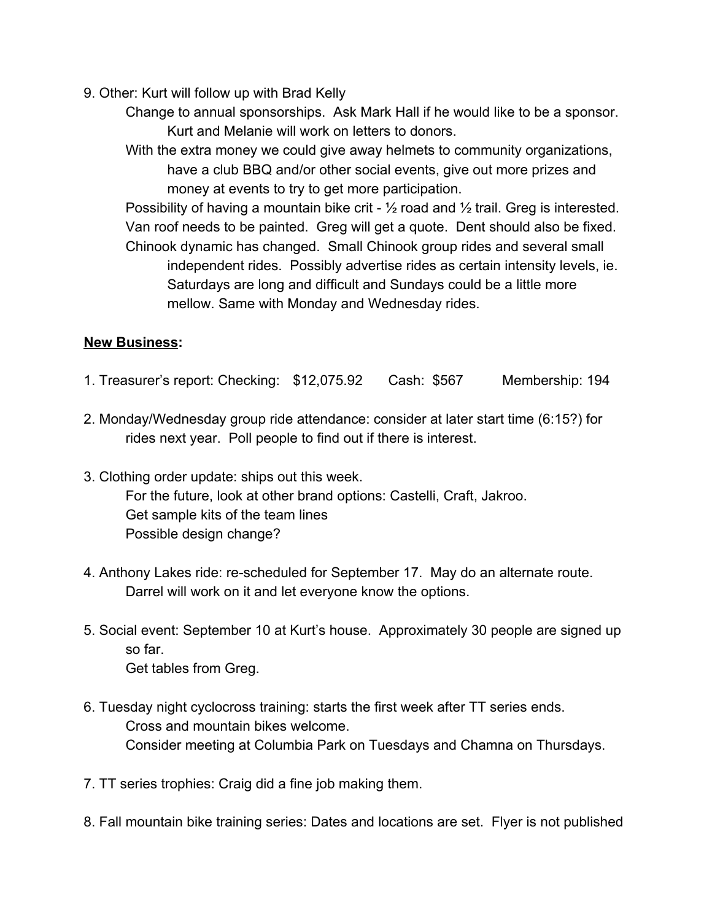9. Other: Kurt will follow up with Brad Kelly

    Change to annual sponsorships. Ask Mark Hall if he would like to be a sponsor. Kurt and Melanie will work on letters to donors.

    With the extra money we could give away helmets to community organizations, have a club BBQ and/or other social events, give out more prizes and money at events to try to get more participation.

    Possibility of having a mountain bike crit - ½ road and ½ trail. Greg is interested.

    Van roof needs to be painted. Greg will get a quote. Dent should also be fixed.

    Chinook dynamic has changed. Small Chinook group rides and several small independent rides. Possibly advertise rides as certain intensity levels, ie. Saturdays are long and difficult and Sundays could be a little more mellow. Same with Monday and Wednesday rides.

**New Business:**

1. Treasurer's report: Checking: $12,075.92 Cash: $567 Membership: 194

2. Monday/Wednesday group ride attendance: consider at later start time (6:15?) for rides next year. Poll people to find out if there is interest.

3. Clothing order update: ships out this week.

    For the future, look at other brand options: Castelli, Craft, Jakroo.

    Get sample kits of the team lines

    Possible design change?

4. Anthony Lakes ride: re-scheduled for September 17. May do an alternate route. Darrel will work on it and let everyone know the options.

5. Social event: September 10 at Kurt's house. Approximately 30 people are signed up so far.

    Get tables from Greg.

6. Tuesday night cyclocross training: starts the first week after TT series ends.

    Cross and mountain bikes welcome.

    Consider meeting at Columbia Park on Tuesdays and Chamna on Thursdays.

7. TT series trophies: Craig did a fine job making them.

8. Fall mountain bike training series: Dates and locations are set. Flyer is not published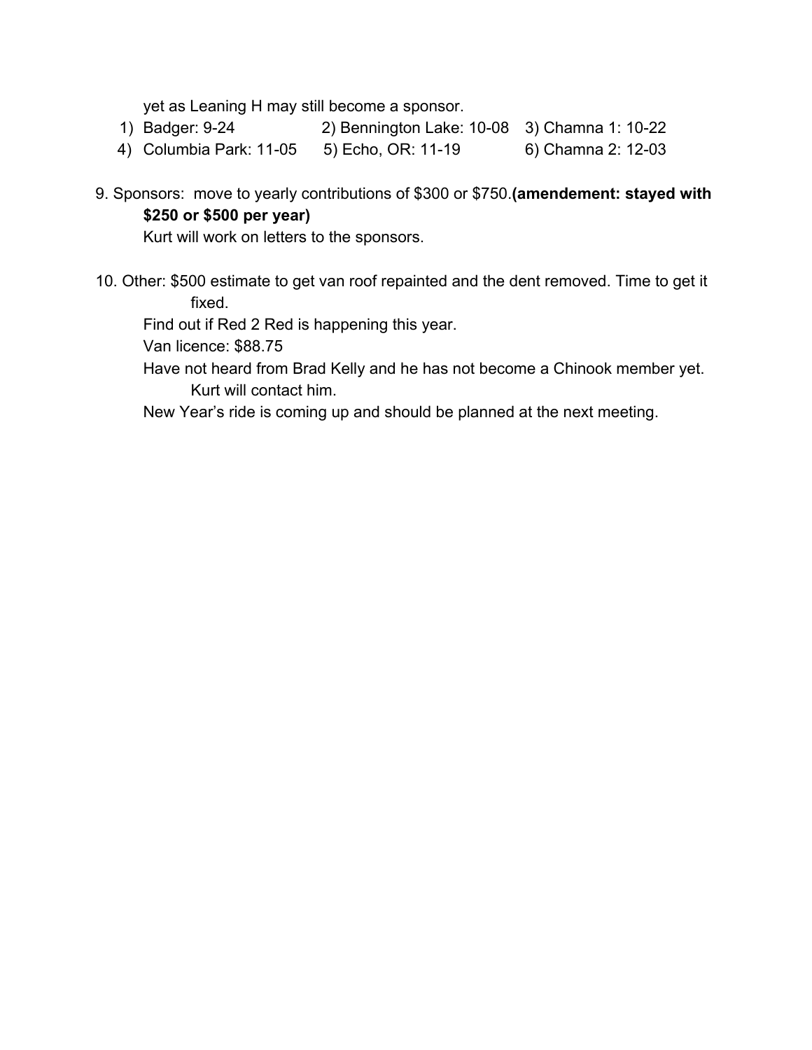yet as Leaning H may still become a sponsor.

1) Badger: 9-24
2) Bennington Lake: 10-08
3) Chamna 1: 10-22
4) Columbia Park: 11-05
5) Echo, OR: 11-19
6) Chamna 2: 12-03

9. Sponsors: move to yearly contributions of $300 or $750.**(amendement: stayed with $250 or $500 per year)**

   Kurt will work on letters to the sponsors.

10. Other: $500 estimate to get van roof repainted and the dent removed. Time to get it fixed.

    Find out if Red 2 Red is happening this year.

    Van licence: $88.75

    Have not heard from Brad Kelly and he has not become a Chinook member yet. Kurt will contact him.

    New Year's ride is coming up and should be planned at the next meeting.